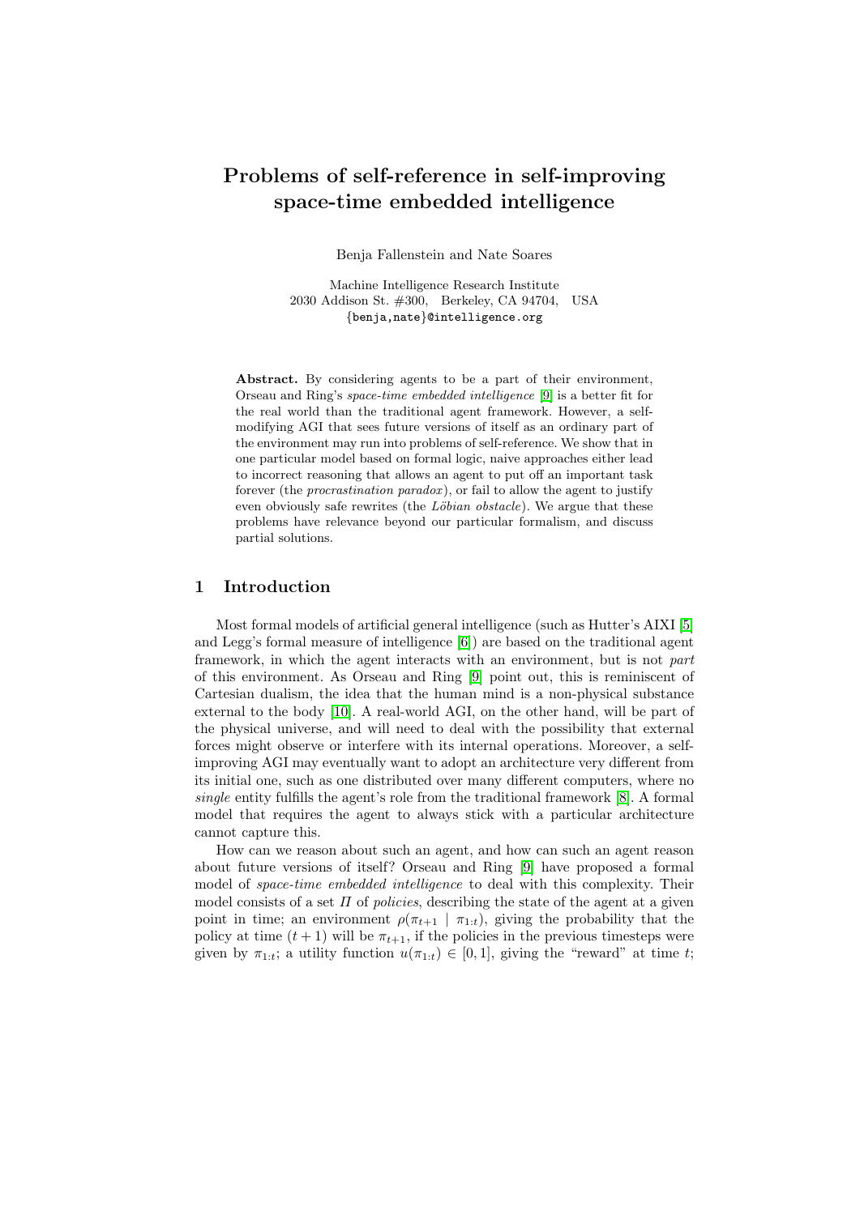# Problems of self-reference in self-improving space-time embedded intelligence

Benja Fallenstein and Nate Soares

Machine Intelligence Research Institute
2030 Addison St. #300, Berkeley, CA 94704, USA
{benja,nate}@intelligence.org

**Abstract.** By considering agents to be a part of their environment, Orseau and Ring's *space-time embedded intelligence* [9] is a better fit for the real world than the traditional agent framework. However, a self-modifying AGI that sees future versions of itself as an ordinary part of the environment may run into problems of self-reference. We show that in one particular model based on formal logic, naive approaches either lead to incorrect reasoning that allows an agent to put off an important task forever (the *procrastination paradox*), or fail to allow the agent to justify even obviously safe rewrites (the *Löbian obstacle*). We argue that these problems have relevance beyond our particular formalism, and discuss partial solutions.

## 1 Introduction

Most formal models of artificial general intelligence (such as Hutter's AIXI [5] and Legg's formal measure of intelligence [6]) are based on the traditional agent framework, in which the agent interacts with an environment, but is not *part* of this environment. As Orseau and Ring [9] point out, this is reminiscent of Cartesian dualism, the idea that the human mind is a non-physical substance external to the body [10]. A real-world AGI, on the other hand, will be part of the physical universe, and will need to deal with the possibility that external forces might observe or interfere with its internal operations. Moreover, a self-improving AGI may eventually want to adopt an architecture very different from its initial one, such as one distributed over many different computers, where no *single* entity fulfills the agent's role from the traditional framework [8]. A formal model that requires the agent to always stick with a particular architecture cannot capture this.

How can we reason about such an agent, and how can such an agent reason about future versions of itself? Orseau and Ring [9] have proposed a formal model of *space-time embedded intelligence* to deal with this complexity. Their model consists of a set $\Pi$ of *policies*, describing the state of the agent at a given point in time; an environment $\rho(\pi_{t+1} \mid \pi_{1:t})$, giving the probability that the policy at time $(t+1)$ will be $\pi_{t+1}$, if the policies in the previous timesteps were given by $\pi_{1:t}$; a utility function $u(\pi_{1:t}) \in [0, 1]$, giving the "reward" at time $t$;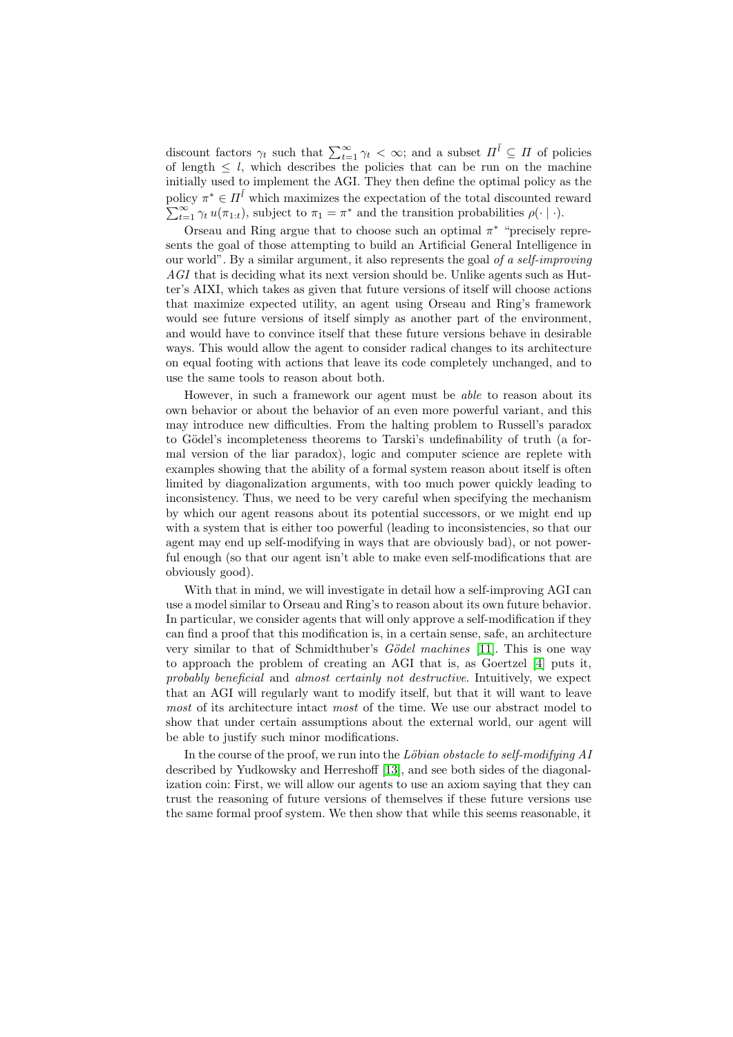discount factors $\gamma_t$ such that $\sum_{t=1}^{\infty} \gamma_t < \infty$; and a subset $\Pi^{\tilde{l}} \subseteq \Pi$ of policies of length $\leq l$, which describes the policies that can be run on the machine initially used to implement the AGI. They then define the optimal policy as the policy $\pi^* \in \Pi^{\tilde{l}}$ which maximizes the expectation of the total discounted reward $\sum_{t=1}^{\infty} \gamma_t \, u(\pi_{1:t})$, subject to $\pi_1 = \pi^*$ and the transition probabilities $\rho(\cdot \mid \cdot)$.

Orseau and Ring argue that to choose such an optimal $\pi^*$ "precisely represents the goal of those attempting to build an Artificial General Intelligence in our world". By a similar argument, it also represents the goal *of a self-improving AGI* that is deciding what its next version should be. Unlike agents such as Hutter's AIXI, which takes as given that future versions of itself will choose actions that maximize expected utility, an agent using Orseau and Ring's framework would see future versions of itself simply as another part of the environment, and would have to convince itself that these future versions behave in desirable ways. This would allow the agent to consider radical changes to its architecture on equal footing with actions that leave its code completely unchanged, and to use the same tools to reason about both.

However, in such a framework our agent must be *able* to reason about its own behavior or about the behavior of an even more powerful variant, and this may introduce new difficulties. From the halting problem to Russell's paradox to Gödel's incompleteness theorems to Tarski's undefinability of truth (a formal version of the liar paradox), logic and computer science are replete with examples showing that the ability of a formal system reason about itself is often limited by diagonalization arguments, with too much power quickly leading to inconsistency. Thus, we need to be very careful when specifying the mechanism by which our agent reasons about its potential successors, or we might end up with a system that is either too powerful (leading to inconsistencies, so that our agent may end up self-modifying in ways that are obviously bad), or not powerful enough (so that our agent isn't able to make even self-modifications that are obviously good).

With that in mind, we will investigate in detail how a self-improving AGI can use a model similar to Orseau and Ring's to reason about its own future behavior. In particular, we consider agents that will only approve a self-modification if they can find a proof that this modification is, in a certain sense, safe, an architecture very similar to that of Schmidthuber's *Gödel machines* [11]. This is one way to approach the problem of creating an AGI that is, as Goertzel [4] puts it, *probably beneficial* and *almost certainly not destructive*. Intuitively, we expect that an AGI will regularly want to modify itself, but that it will want to leave *most* of its architecture intact *most* of the time. We use our abstract model to show that under certain assumptions about the external world, our agent will be able to justify such minor modifications.

In the course of the proof, we run into the *Löbian obstacle to self-modifying AI* described by Yudkowsky and Herreshoff [13], and see both sides of the diagonalization coin: First, we will allow our agents to use an axiom saying that they can trust the reasoning of future versions of themselves if these future versions use the same formal proof system. We then show that while this seems reasonable, it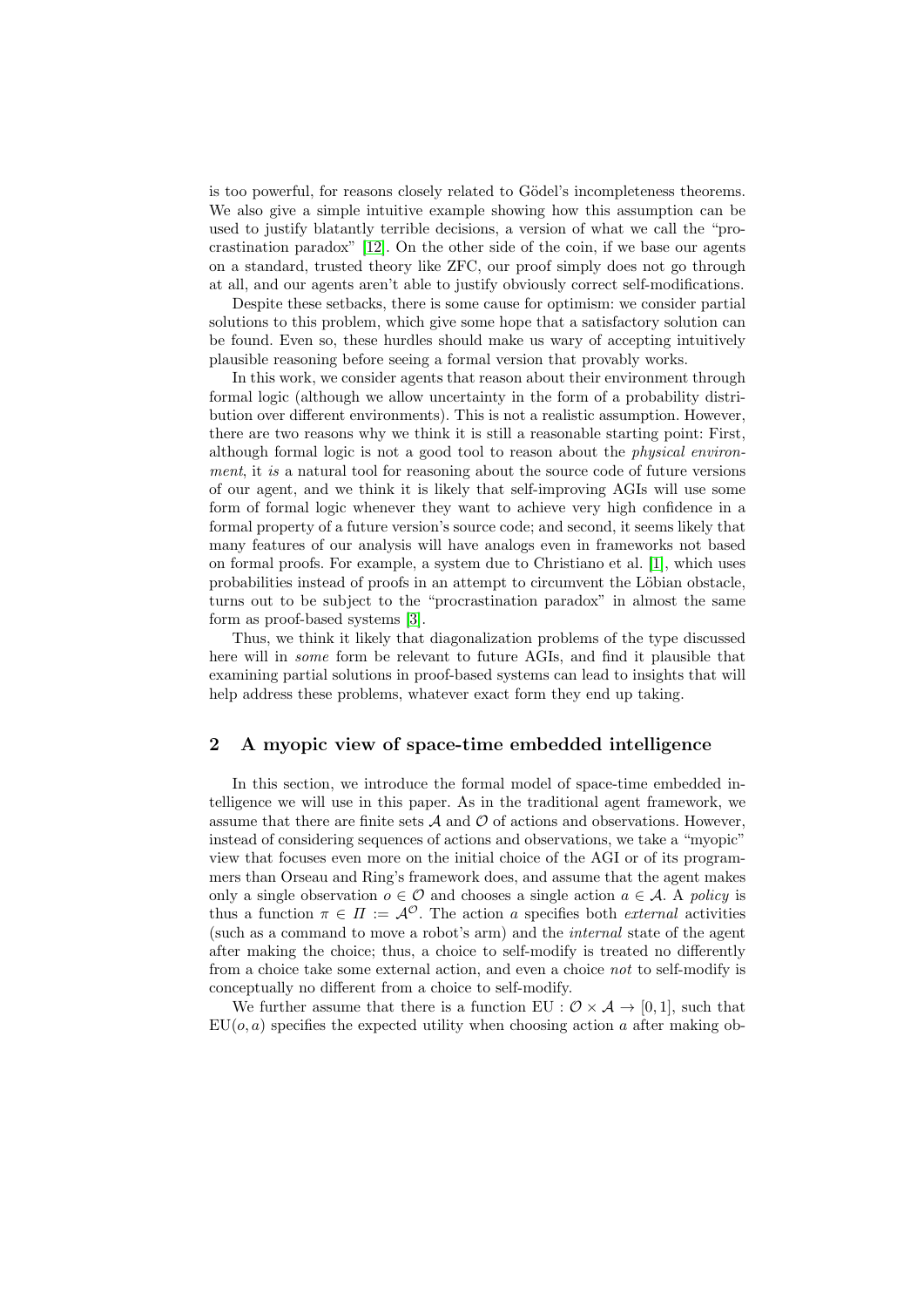is too powerful, for reasons closely related to Gödel's incompleteness theorems. We also give a simple intuitive example showing how this assumption can be used to justify blatantly terrible decisions, a version of what we call the "procrastination paradox" [12]. On the other side of the coin, if we base our agents on a standard, trusted theory like ZFC, our proof simply does not go through at all, and our agents aren't able to justify obviously correct self-modifications.

Despite these setbacks, there is some cause for optimism: we consider partial solutions to this problem, which give some hope that a satisfactory solution can be found. Even so, these hurdles should make us wary of accepting intuitively plausible reasoning before seeing a formal version that provably works.

In this work, we consider agents that reason about their environment through formal logic (although we allow uncertainty in the form of a probability distribution over different environments). This is not a realistic assumption. However, there are two reasons why we think it is still a reasonable starting point: First, although formal logic is not a good tool to reason about the *physical environment*, it *is* a natural tool for reasoning about the source code of future versions of our agent, and we think it is likely that self-improving AGIs will use some form of formal logic whenever they want to achieve very high confidence in a formal property of a future version's source code; and second, it seems likely that many features of our analysis will have analogs even in frameworks not based on formal proofs. For example, a system due to Christiano et al. [1], which uses probabilities instead of proofs in an attempt to circumvent the Löbian obstacle, turns out to be subject to the "procrastination paradox" in almost the same form as proof-based systems [3].

Thus, we think it likely that diagonalization problems of the type discussed here will in *some* form be relevant to future AGIs, and find it plausible that examining partial solutions in proof-based systems can lead to insights that will help address these problems, whatever exact form they end up taking.

## 2 A myopic view of space-time embedded intelligence

In this section, we introduce the formal model of space-time embedded intelligence we will use in this paper. As in the traditional agent framework, we assume that there are finite sets $\mathcal{A}$ and $\mathcal{O}$ of actions and observations. However, instead of considering sequences of actions and observations, we take a "myopic" view that focuses even more on the initial choice of the AGI or of its programmers than Orseau and Ring's framework does, and assume that the agent makes only a single observation $o \in \mathcal{O}$ and chooses a single action $a \in \mathcal{A}$. A *policy* is thus a function $\pi \in \Pi := \mathcal{A}^{\mathcal{O}}$. The action $a$ specifies both *external* activities (such as a command to move a robot's arm) and the *internal* state of the agent after making the choice; thus, a choice to self-modify is treated no differently from a choice take some external action, and even a choice *not* to self-modify is conceptually no different from a choice to self-modify.

We further assume that there is a function $\mathrm{EU} : \mathcal{O} \times \mathcal{A} \to [0, 1]$, such that $\mathrm{EU}(o, a)$ specifies the expected utility when choosing action $a$ after making ob-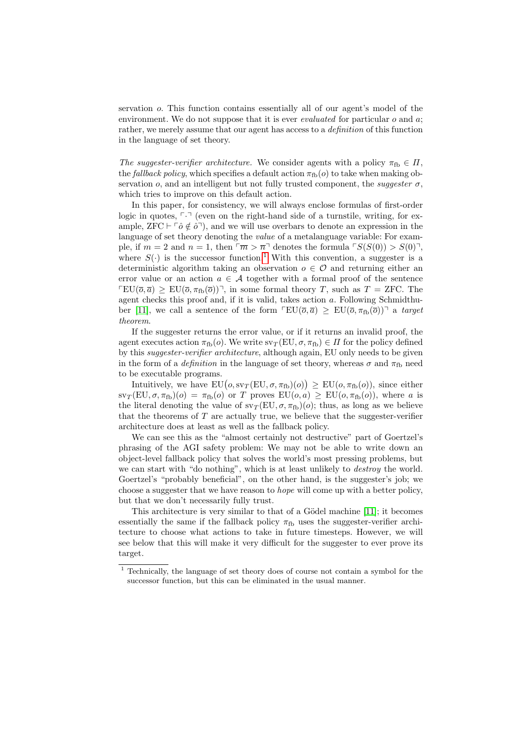servation $o$. This function contains essentially all of our agent's model of the environment. We do not suppose that it is ever *evaluated* for particular $o$ and $a$; rather, we merely assume that our agent has access to a *definition* of this function in the language of set theory.

*The suggester-verifier architecture.* We consider agents with a policy $\pi_{\mathrm{fb}} \in \Pi$, the *fallback policy*, which specifies a default action $\pi_{\mathrm{fb}}(o)$ to take when making observation $o$, and an intelligent but not fully trusted component, the *suggester* $\sigma$, which tries to improve on this default action.

In this paper, for consistency, we will always enclose formulas of first-order logic in quotes, $\ulcorner\cdot\urcorner$ (even on the right-hand side of a turnstile, writing, for example, $\mathrm{ZFC} \vdash \ulcorner \hat{o} \notin \hat{o} \urcorner$), and we will use overbars to denote an expression in the language of set theory denoting the *value* of a metalanguage variable: For example, if $m = 2$ and $n = 1$, then $\ulcorner \overline{m} > \overline{n} \urcorner$ denotes the formula $\ulcorner S(S(0)) > S(0) \urcorner$, where $S(\cdot)$ is the successor function.[1] With this convention, a suggester is a deterministic algorithm taking an observation $o \in \mathcal{O}$ and returning either an error value or an action $a \in \mathcal{A}$ together with a formal proof of the sentence $\ulcorner \mathrm{EU}(\overline{o}, \overline{a}) \geq \mathrm{EU}(\overline{o}, \pi_{\mathrm{fb}}(\overline{o})) \urcorner$, in some formal theory $T$, such as $T = \mathrm{ZFC}$. The agent checks this proof and, if it is valid, takes action $a$. Following Schmidthuber [11], we call a sentence of the form $\ulcorner \mathrm{EU}(\overline{o}, \overline{a}) \geq \mathrm{EU}(\overline{o}, \pi_{\mathrm{fb}}(\overline{o})) \urcorner$ a *target theorem*.

If the suggester returns the error value, or if it returns an invalid proof, the agent executes action $\pi_{\mathrm{fb}}(o)$. We write $\mathrm{sv}_T(\mathrm{EU}, \sigma, \pi_{\mathrm{fb}}) \in \Pi$ for the policy defined by this *suggester-verifier architecture*, although again, EU only needs to be given in the form of a *definition* in the language of set theory, whereas $\sigma$ and $\pi_{\mathrm{fb}}$ need to be executable programs.

Intuitively, we have $\mathrm{EU}\big(o, \mathrm{sv}_T(\mathrm{EU}, \sigma, \pi_{\mathrm{fb}})(o)\big) \geq \mathrm{EU}(o, \pi_{\mathrm{fb}}(o))$, since either $\mathrm{sv}_T(\mathrm{EU}, \sigma, \pi_{\mathrm{fb}})(o) = \pi_{\mathrm{fb}}(o)$ or $T$ proves $\mathrm{EU}(o, a) \geq \mathrm{EU}(o, \pi_{\mathrm{fb}}(o))$, where $a$ is the literal denoting the value of $\mathrm{sv}_T(\mathrm{EU}, \sigma, \pi_{\mathrm{fb}})(o)$; thus, as long as we believe that the theorems of $T$ are actually true, we believe that the suggester-verifier architecture does at least as well as the fallback policy.

We can see this as the "almost certainly not destructive" part of Goertzel's phrasing of the AGI safety problem: We may not be able to write down an object-level fallback policy that solves the world's most pressing problems, but we can start with "do nothing", which is at least unlikely to *destroy* the world. Goertzel's "probably beneficial", on the other hand, is the suggester's job; we choose a suggester that we have reason to *hope* will come up with a better policy, but that we don't necessarily fully trust.

This architecture is very similar to that of a Gödel machine [11]; it becomes essentially the same if the fallback policy $\pi_{\mathrm{fb}}$ uses the suggester-verifier architecture to choose what actions to take in future timesteps. However, we will see below that this will make it very difficult for the suggester to ever prove its target.

[1] Technically, the language of set theory does of course not contain a symbol for the successor function, but this can be eliminated in the usual manner.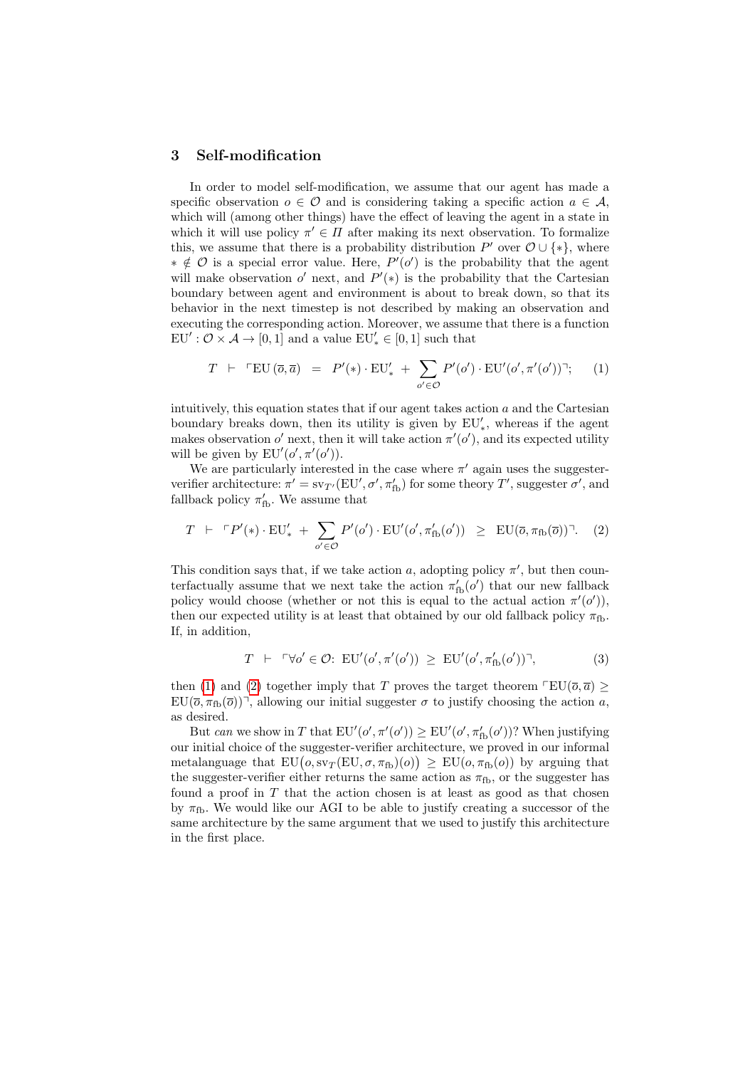## 3 Self-modification

In order to model self-modification, we assume that our agent has made a specific observation $o \in \mathcal{O}$ and is considering taking a specific action $a \in \mathcal{A}$, which will (among other things) have the effect of leaving the agent in a state in which it will use policy $\pi' \in \Pi$ after making its next observation. To formalize this, we assume that there is a probability distribution $P'$ over $\mathcal{O} \cup \{*\}$, where $* \notin \mathcal{O}$ is a special error value. Here, $P'(o')$ is the probability that the agent will make observation $o'$ next, and $P'(*)$ is the probability that the Cartesian boundary between agent and environment is about to break down, so that its behavior in the next timestep is not described by making an observation and executing the corresponding action. Moreover, we assume that there is a function $\mathrm{EU}' : \mathcal{O} \times \mathcal{A} \to [0,1]$ and a value $\mathrm{EU}'_* \in [0,1]$ such that

$$T \;\vdash\; \ulcorner \mathrm{EU}\,(\overline{o}, \overline{a}) \;=\; P'(*) \cdot \mathrm{EU}'_* \;+\; \sum_{o' \in \mathcal{O}} P'(o') \cdot \mathrm{EU}'(o', \pi'(o')) \urcorner; \tag{1}$$

intuitively, this equation states that if our agent takes action $a$ and the Cartesian boundary breaks down, then its utility is given by $\mathrm{EU}'_*$, whereas if the agent makes observation $o'$ next, then it will take action $\pi'(o')$, and its expected utility will be given by $\mathrm{EU}'(o', \pi'(o'))$.

We are particularly interested in the case where $\pi'$ again uses the suggester-verifier architecture: $\pi' = \mathrm{sv}_{T'}(\mathrm{EU}', \sigma', \pi'_{\mathrm{fb}})$ for some theory $T'$, suggester $\sigma'$, and fallback policy $\pi'_{\mathrm{fb}}$. We assume that

$$T \;\vdash\; \ulcorner P'(*) \cdot \mathrm{EU}'_* \;+\; \sum_{o' \in \mathcal{O}} P'(o') \cdot \mathrm{EU}'(o', \pi'_{\mathrm{fb}}(o')) \;\geq\; \mathrm{EU}(\overline{o}, \pi_{\mathrm{fb}}(\overline{o})) \urcorner. \tag{2}$$

This condition says that, if we take action $a$, adopting policy $\pi'$, but then counterfactually assume that we next take the action $\pi'_{\mathrm{fb}}(o')$ that our new fallback policy would choose (whether or not this is equal to the actual action $\pi'(o')$), then our expected utility is at least that obtained by our old fallback policy $\pi_{\mathrm{fb}}$. If, in addition,

$$T \;\vdash\; \ulcorner \forall o' \in \mathcal{O}\colon\; \mathrm{EU}'(o', \pi'(o')) \;\geq\; \mathrm{EU}'(o', \pi'_{\mathrm{fb}}(o')) \urcorner, \tag{3}$$

then (1) and (2) together imply that $T$ proves the target theorem $\ulcorner \mathrm{EU}(\overline{o}, \overline{a}) \geq \mathrm{EU}(\overline{o}, \pi_{\mathrm{fb}}(\overline{o})) \urcorner$, allowing our initial suggester $\sigma$ to justify choosing the action $a$, as desired.

But *can* we show in $T$ that $\mathrm{EU}'(o', \pi'(o')) \geq \mathrm{EU}'(o', \pi'_{\mathrm{fb}}(o'))$? When justifying our initial choice of the suggester-verifier architecture, we proved in our informal metalanguage that $\mathrm{EU}\big(o, \mathrm{sv}_T(\mathrm{EU}, \sigma, \pi_{\mathrm{fb}})(o)\big) \geq \mathrm{EU}(o, \pi_{\mathrm{fb}}(o))$ by arguing that the suggester-verifier either returns the same action as $\pi_{\mathrm{fb}}$, or the suggester has found a proof in $T$ that the action chosen is at least as good as that chosen by $\pi_{\mathrm{fb}}$. We would like our AGI to be able to justify creating a successor of the same architecture by the same argument that we used to justify this architecture in the first place.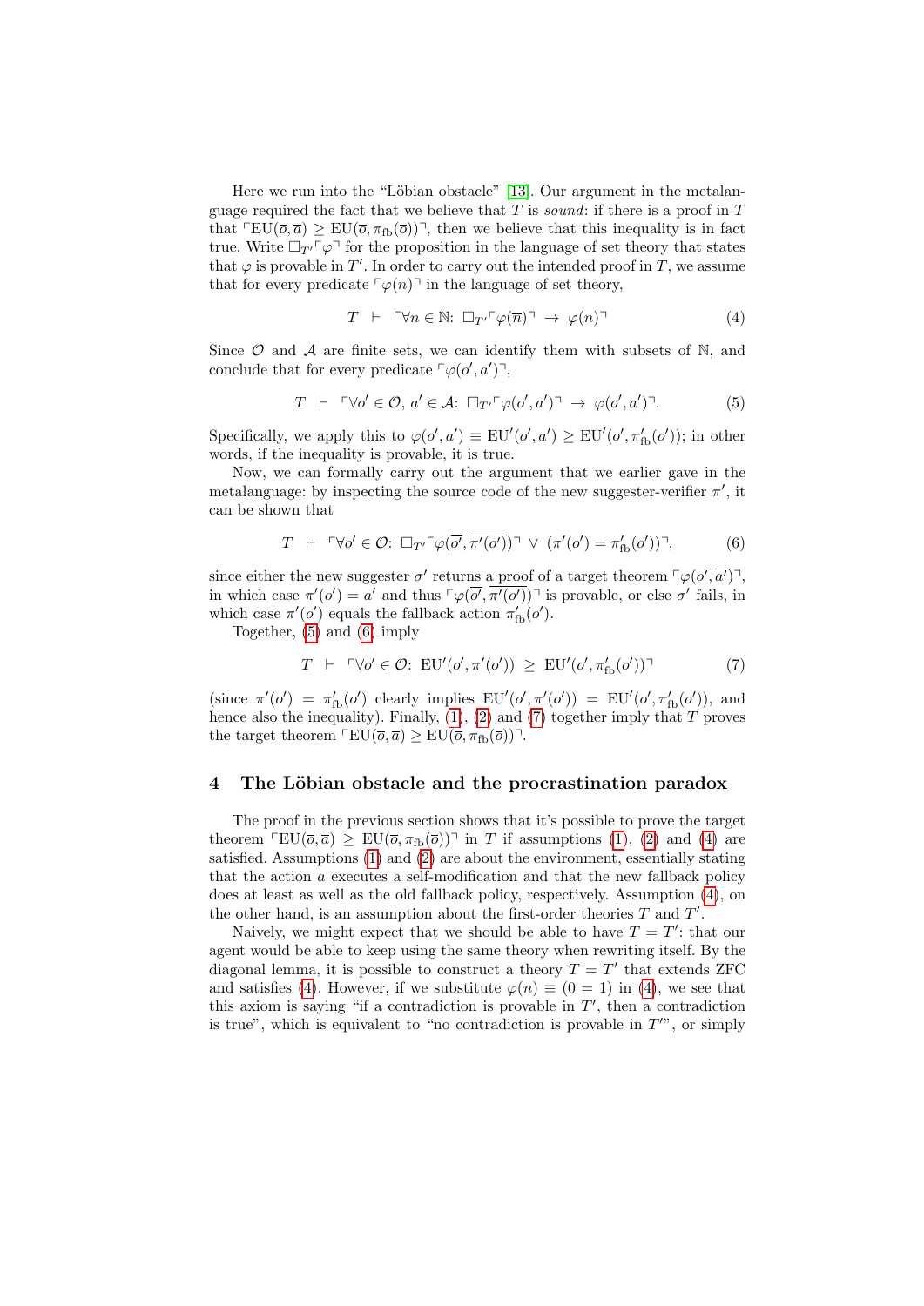Here we run into the "Löbian obstacle" [13]. Our argument in the metalanguage required the fact that we believe that $T$ is *sound*: if there is a proof in $T$ that $\ulcorner \mathrm{EU}(\bar{o}, \bar{a}) \geq \mathrm{EU}(\bar{o}, \pi_{\mathrm{fb}}(\bar{o})) \urcorner$, then we believe that this inequality is in fact true. Write $\square_{T'} \ulcorner \varphi \urcorner$ for the proposition in the language of set theory that states that $\varphi$ is provable in $T'$. In order to carry out the intended proof in $T$, we assume that for every predicate $\ulcorner \varphi(n) \urcorner$ in the language of set theory,

$$T \;\vdash\; \ulcorner \forall n \in \mathbb{N}\colon\; \square_{T'} \ulcorner \varphi(\overline{n}) \urcorner \;\rightarrow\; \varphi(n) \urcorner \tag{4}$$

Since $\mathcal{O}$ and $\mathcal{A}$ are finite sets, we can identify them with subsets of $\mathbb{N}$, and conclude that for every predicate $\ulcorner \varphi(o', a') \urcorner$,

$$T \;\vdash\; \ulcorner \forall o' \in \mathcal{O},\, a' \in \mathcal{A}\colon\; \square_{T'} \ulcorner \varphi(o', a') \urcorner \;\rightarrow\; \varphi(o', a') \urcorner. \tag{5}$$

Specifically, we apply this to $\varphi(o', a') \equiv \mathrm{EU}'(o', a') \geq \mathrm{EU}'(o', \pi'_{\mathrm{fb}}(o'))$; in other words, if the inequality is provable, it is true.

Now, we can formally carry out the argument that we earlier gave in the metalanguage: by inspecting the source code of the new suggester-verifier $\pi'$, it can be shown that

$$T \;\vdash\; \ulcorner \forall o' \in \mathcal{O}\colon\; \square_{T'} \ulcorner \varphi(\overline{o'}, \overline{\pi'(o')}) \urcorner \;\vee\; (\pi'(o') = \pi'_{\mathrm{fb}}(o')) \urcorner, \tag{6}$$

since either the new suggester $\sigma'$ returns a proof of a target theorem $\ulcorner \varphi(\overline{o'}, \overline{a'}) \urcorner$, in which case $\pi'(o') = a'$ and thus $\ulcorner \varphi(\overline{o'}, \overline{\pi'(o')}) \urcorner$ is provable, or else $\sigma'$ fails, in which case $\pi'(o')$ equals the fallback action $\pi'_{\mathrm{fb}}(o')$.

Together, (5) and (6) imply

$$T \;\vdash\; \ulcorner \forall o' \in \mathcal{O}\colon\; \mathrm{EU}'(o', \pi'(o')) \;\geq\; \mathrm{EU}'(o', \pi'_{\mathrm{fb}}(o')) \urcorner \tag{7}$$

(since $\pi'(o') = \pi'_{\mathrm{fb}}(o')$ clearly implies $\mathrm{EU}'(o', \pi'(o')) = \mathrm{EU}'(o', \pi'_{\mathrm{fb}}(o'))$, and hence also the inequality). Finally, (1), (2) and (7) together imply that $T$ proves the target theorem $\ulcorner \mathrm{EU}(\bar{o}, \bar{a}) \geq \mathrm{EU}(\bar{o}, \pi_{\mathrm{fb}}(\bar{o})) \urcorner$.

## 4 The Löbian obstacle and the procrastination paradox

The proof in the previous section shows that it's possible to prove the target theorem $\ulcorner \mathrm{EU}(\bar{o}, \bar{a}) \geq \mathrm{EU}(\bar{o}, \pi_{\mathrm{fb}}(\bar{o})) \urcorner$ in $T$ if assumptions (1), (2) and (4) are satisfied. Assumptions (1) and (2) are about the environment, essentially stating that the action $a$ executes a self-modification and that the new fallback policy does at least as well as the old fallback policy, respectively. Assumption (4), on the other hand, is an assumption about the first-order theories $T$ and $T'$.

Naively, we might expect that we should be able to have $T = T'$: that our agent would be able to keep using the same theory when rewriting itself. By the diagonal lemma, it is possible to construct a theory $T = T'$ that extends ZFC and satisfies (4). However, if we substitute $\varphi(n) \equiv (0 = 1)$ in (4), we see that this axiom is saying "if a contradiction is provable in $T'$, then a contradiction is true", which is equivalent to "no contradiction is provable in $T'$", or simply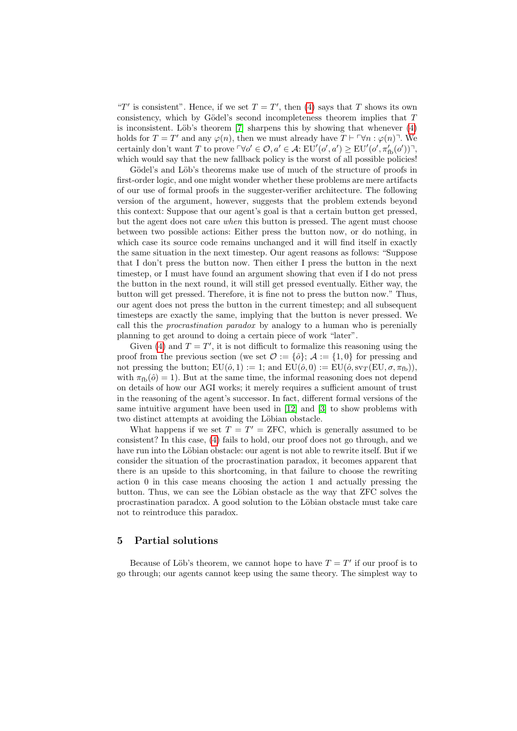"$T'$ is consistent". Hence, if we set $T = T'$, then (4) says that $T$ shows its own consistency, which by Gödel's second incompleteness theorem implies that $T$ is inconsistent. Löb's theorem [7] sharpens this by showing that whenever (4) holds for $T = T'$ and any $\varphi(n)$, then we must already have $T \vdash \ulcorner \forall n : \varphi(n) \urcorner$. We certainly don't want $T$ to prove $\ulcorner \forall o' \in \mathcal{O}, a' \in \mathcal{A}\colon \mathrm{EU}'(o', a') \geq \mathrm{EU}'(o', \pi'_{\mathrm{fb}}(o')) \urcorner$, which would say that the new fallback policy is the worst of all possible policies!

Gödel's and Löb's theorems make use of much of the structure of proofs in first-order logic, and one might wonder whether these problems are mere artifacts of our use of formal proofs in the suggester-verifier architecture. The following version of the argument, however, suggests that the problem extends beyond this context: Suppose that our agent's goal is that a certain button get pressed, but the agent does not care *when* this button is pressed. The agent must choose between two possible actions: Either press the button now, or do nothing, in which case its source code remains unchanged and it will find itself in exactly the same situation in the next timestep. Our agent reasons as follows: "Suppose that I don't press the button now. Then either I press the button in the next timestep, or I must have found an argument showing that even if I do not press the button in the next round, it will still get pressed eventually. Either way, the button will get pressed. Therefore, it is fine not to press the button now." Thus, our agent does not press the button in the current timestep; and all subsequent timesteps are exactly the same, implying that the button is never pressed. We call this the *procrastination paradox* by analogy to a human who is perenially planning to get around to doing a certain piece of work "later".

Given (4) and $T = T'$, it is not difficult to formalize this reasoning using the proof from the previous section (we set $\mathcal{O} := \{\hat{o}\}$; $\mathcal{A} := \{1, 0\}$ for pressing and not pressing the button; $\mathrm{EU}(\hat{o}, 1) := 1$; and $\mathrm{EU}(\hat{o}, 0) := \mathrm{EU}(\hat{o}, \mathrm{sv}_T(\mathrm{EU}, \sigma, \pi_{\mathrm{fb}}))$, with $\pi_{\mathrm{fb}}(\hat{o}) = 1$). But at the same time, the informal reasoning does not depend on details of how our AGI works; it merely requires a sufficient amount of trust in the reasoning of the agent's successor. In fact, different formal versions of the same intuitive argument have been used in [12] and [3] to show problems with two distinct attempts at avoiding the Löbian obstacle.

What happens if we set $T = T' = \mathrm{ZFC}$, which is generally assumed to be consistent? In this case, (4) fails to hold, our proof does not go through, and we have run into the Löbian obstacle: our agent is not able to rewrite itself. But if we consider the situation of the procrastination paradox, it becomes apparent that there is an upside to this shortcoming, in that failure to choose the rewriting action 0 in this case means choosing the action 1 and actually pressing the button. Thus, we can see the Löbian obstacle as the way that ZFC solves the procrastination paradox. A good solution to the Löbian obstacle must take care not to reintroduce this paradox.

## 5 Partial solutions

Because of Löb's theorem, we cannot hope to have $T = T'$ if our proof is to go through; our agents cannot keep using the same theory. The simplest way to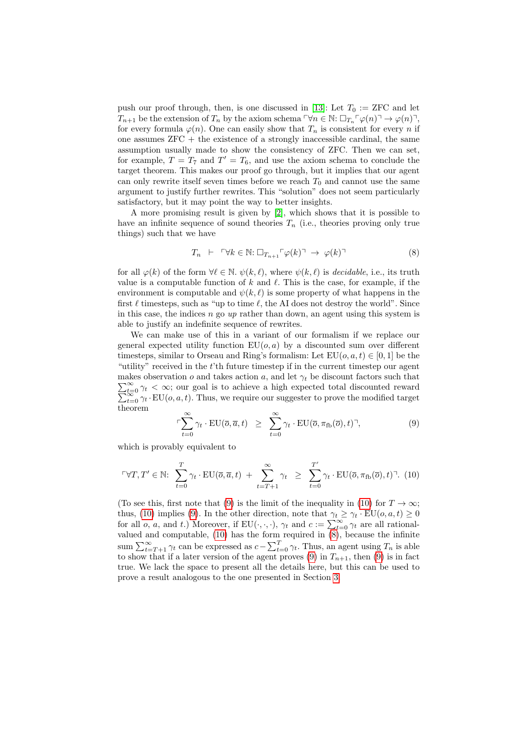push our proof through, then, is one discussed in [13]: Let $T_0 :=$ ZFC and let $T_{n+1}$ be the extension of $T_n$ by the axiom schema $\ulcorner \forall n \in \mathbb{N}\colon \Box_{T_n} \ulcorner \varphi(n) \urcorner \to \varphi(n) \urcorner$, for every formula $\varphi(n)$. One can easily show that $T_n$ is consistent for every $n$ if one assumes ZFC + the existence of a strongly inaccessible cardinal, the same assumption usually made to show the consistency of ZFC. Then we can set, for example, $T = T_7$ and $T' = T_6$, and use the axiom schema to conclude the target theorem. This makes our proof go through, but it implies that our agent can only rewrite itself seven times before we reach $T_0$ and cannot use the same argument to justify further rewrites. This "solution" does not seem particularly satisfactory, but it may point the way to better insights.

A more promising result is given by [2], which shows that it is possible to have an infinite sequence of sound theories $T_n$ (i.e., theories proving only true things) such that we have

$$T_n \;\vdash\; \ulcorner \forall k \in \mathbb{N}\colon \Box_{T_{n+1}} \ulcorner \varphi(k) \urcorner \;\to\; \varphi(k) \urcorner \tag{8}$$

for all $\varphi(k)$ of the form $\forall \ell \in \mathbb{N}.\ \psi(k, \ell)$, where $\psi(k, \ell)$ is *decidable*, i.e., its truth value is a computable function of $k$ and $\ell$. This is the case, for example, if the environment is computable and $\psi(k, \ell)$ is some property of what happens in the first $\ell$ timesteps, such as "up to time $\ell$, the AI does not destroy the world". Since in this case, the indices $n$ go *up* rather than down, an agent using this system is able to justify an indefinite sequence of rewrites.

We can make use of this in a variant of our formalism if we replace our general expected utility function $\mathrm{EU}(o, a)$ by a discounted sum over different timesteps, similar to Orseau and Ring's formalism: Let $\mathrm{EU}(o, a, t) \in [0, 1]$ be the "utility" received in the $t$'th future timestep if in the current timestep our agent makes observation $o$ and takes action $a$, and let $\gamma_t$ be discount factors such that $\sum_{t=0}^{\infty} \gamma_t < \infty$; our goal is to achieve a high expected total discounted reward $\sum_{t=0}^{\infty} \gamma_t \cdot \mathrm{EU}(o, a, t)$. Thus, we require our suggester to prove the modified target theorem

$$\ulcorner \sum_{t=0}^{\infty} \gamma_t \cdot \mathrm{EU}(\overline{o}, \overline{a}, t) \;\;\geq\;\; \sum_{t=0}^{\infty} \gamma_t \cdot \mathrm{EU}(\overline{o}, \pi_{\mathrm{fb}}(\overline{o}), t) \urcorner, \tag{9}$$

which is provably equivalent to

$$\ulcorner \forall T, T' \in \mathbb{N}\colon\; \sum_{t=0}^{T} \gamma_t \cdot \mathrm{EU}(\overline{o}, \overline{a}, t) \;+\; \sum_{t=T+1}^{\infty} \gamma_t \;\;\geq\;\; \sum_{t=0}^{T'} \gamma_t \cdot \mathrm{EU}(\overline{o}, \pi_{\mathrm{fb}}(\overline{o}), t) \urcorner. \tag{10}$$

(To see this, first note that (9) is the limit of the inequality in (10) for $T \to \infty$; thus, (10) implies (9). In the other direction, note that $\gamma_t \geq \gamma_t \cdot \mathrm{EU}(o, a, t) \geq 0$ for all $o$, $a$, and $t$.) Moreover, if $\mathrm{EU}(\cdot, \cdot, \cdot)$, $\gamma_t$ and $c := \sum_{t=0}^{\infty} \gamma_t$ are all rational-valued and computable, (10) has the form required in (8), because the infinite sum $\sum_{t=T+1}^{\infty} \gamma_t$ can be expressed as $c - \sum_{t=0}^{T} \gamma_t$. Thus, an agent using $T_n$ is able to show that if a later version of the agent proves (9) in $T_{n+1}$, then (9) is in fact true. We lack the space to present all the details here, but this can be used to prove a result analogous to the one presented in Section 3.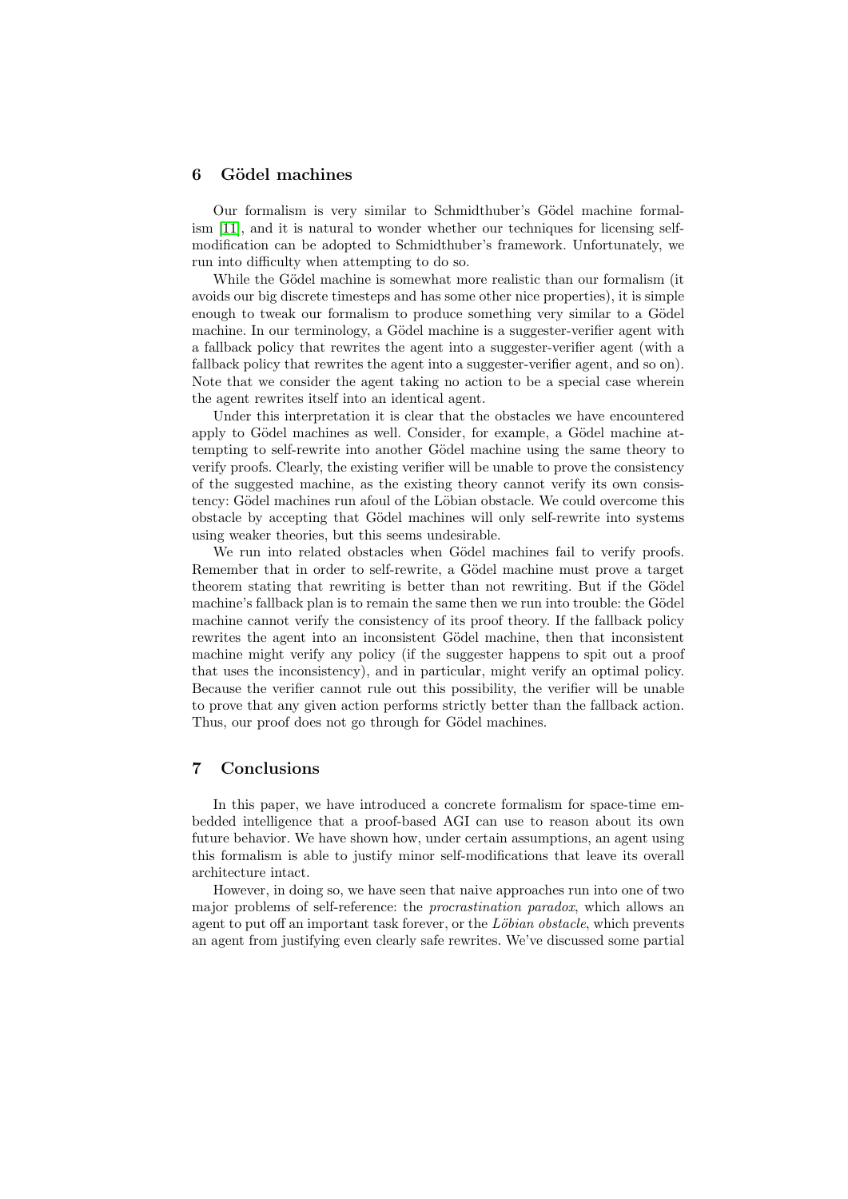## 6 Gödel machines

Our formalism is very similar to Schmidthuber's Gödel machine formalism [11], and it is natural to wonder whether our techniques for licensing self-modification can be adopted to Schmidthuber's framework. Unfortunately, we run into difficulty when attempting to do so.

While the Gödel machine is somewhat more realistic than our formalism (it avoids our big discrete timesteps and has some other nice properties), it is simple enough to tweak our formalism to produce something very similar to a Gödel machine. In our terminology, a Gödel machine is a suggester-verifier agent with a fallback policy that rewrites the agent into a suggester-verifier agent (with a fallback policy that rewrites the agent into a suggester-verifier agent, and so on). Note that we consider the agent taking no action to be a special case wherein the agent rewrites itself into an identical agent.

Under this interpretation it is clear that the obstacles we have encountered apply to Gödel machines as well. Consider, for example, a Gödel machine attempting to self-rewrite into another Gödel machine using the same theory to verify proofs. Clearly, the existing verifier will be unable to prove the consistency of the suggested machine, as the existing theory cannot verify its own consistency: Gödel machines run afoul of the Löbian obstacle. We could overcome this obstacle by accepting that Gödel machines will only self-rewrite into systems using weaker theories, but this seems undesirable.

We run into related obstacles when Gödel machines fail to verify proofs. Remember that in order to self-rewrite, a Gödel machine must prove a target theorem stating that rewriting is better than not rewriting. But if the Gödel machine's fallback plan is to remain the same then we run into trouble: the Gödel machine cannot verify the consistency of its proof theory. If the fallback policy rewrites the agent into an inconsistent Gödel machine, then that inconsistent machine might verify any policy (if the suggester happens to spit out a proof that uses the inconsistency), and in particular, might verify an optimal policy. Because the verifier cannot rule out this possibility, the verifier will be unable to prove that any given action performs strictly better than the fallback action. Thus, our proof does not go through for Gödel machines.

## 7 Conclusions

In this paper, we have introduced a concrete formalism for space-time embedded intelligence that a proof-based AGI can use to reason about its own future behavior. We have shown how, under certain assumptions, an agent using this formalism is able to justify minor self-modifications that leave its overall architecture intact.

However, in doing so, we have seen that naive approaches run into one of two major problems of self-reference: the *procrastination paradox*, which allows an agent to put off an important task forever, or the *Löbian obstacle*, which prevents an agent from justifying even clearly safe rewrites. We've discussed some partial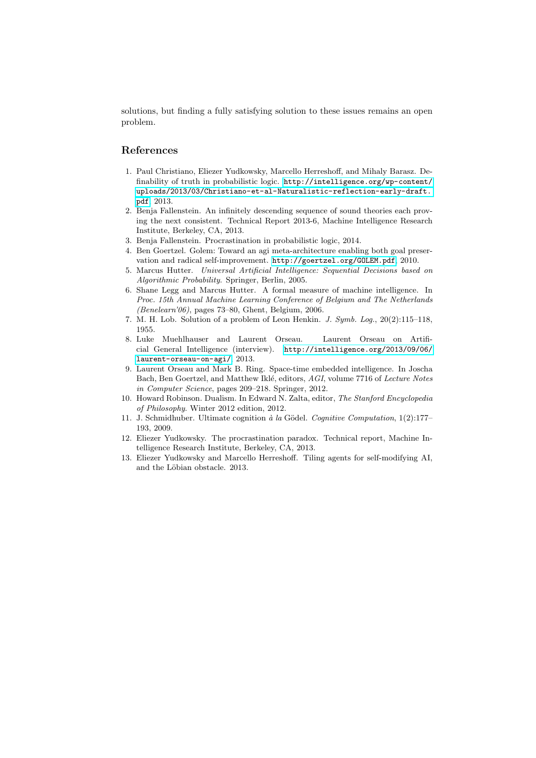solutions, but finding a fully satisfying solution to these issues remains an open problem.

## References

1. Paul Christiano, Eliezer Yudkowsky, Marcello Herreshoff, and Mihaly Barasz. Definability of truth in probabilistic logic. http://intelligence.org/wp-content/uploads/2013/03/Christiano-et-al-Naturalistic-reflection-early-draft.pdf, 2013.
2. Benja Fallenstein. An infinitely descending sequence of sound theories each proving the next consistent. Technical Report 2013-6, Machine Intelligence Research Institute, Berkeley, CA, 2013.
3. Benja Fallenstein. Procrastination in probabilistic logic, 2014.
4. Ben Goertzel. Golem: Toward an agi meta-architecture enabling both goal preservation and radical self-improvement. http://goertzel.org/GOLEM.pdf, 2010.
5. Marcus Hutter. *Universal Artificial Intelligence: Sequential Decisions based on Algorithmic Probability*. Springer, Berlin, 2005.
6. Shane Legg and Marcus Hutter. A formal measure of machine intelligence. In *Proc. 15th Annual Machine Learning Conference of Belgium and The Netherlands (Benelearn'06)*, pages 73–80, Ghent, Belgium, 2006.
7. M. H. Lob. Solution of a problem of Leon Henkin. *J. Symb. Log.*, 20(2):115–118, 1955.
8. Luke Muehlhauser and Laurent Orseau. Laurent Orseau on Artificial General Intelligence (interview). http://intelligence.org/2013/09/06/laurent-orseau-on-agi/, 2013.
9. Laurent Orseau and Mark B. Ring. Space-time embedded intelligence. In Joscha Bach, Ben Goertzel, and Matthew Iklé, editors, *AGI*, volume 7716 of *Lecture Notes in Computer Science*, pages 209–218. Springer, 2012.
10. Howard Robinson. Dualism. In Edward N. Zalta, editor, *The Stanford Encyclopedia of Philosophy*. Winter 2012 edition, 2012.
11. J. Schmidhuber. Ultimate cognition *à la* Gödel. *Cognitive Computation*, 1(2):177–193, 2009.
12. Eliezer Yudkowsky. The procrastination paradox. Technical report, Machine Intelligence Research Institute, Berkeley, CA, 2013.
13. Eliezer Yudkowsky and Marcello Herreshoff. Tiling agents for self-modifying AI, and the Löbian obstacle. 2013.